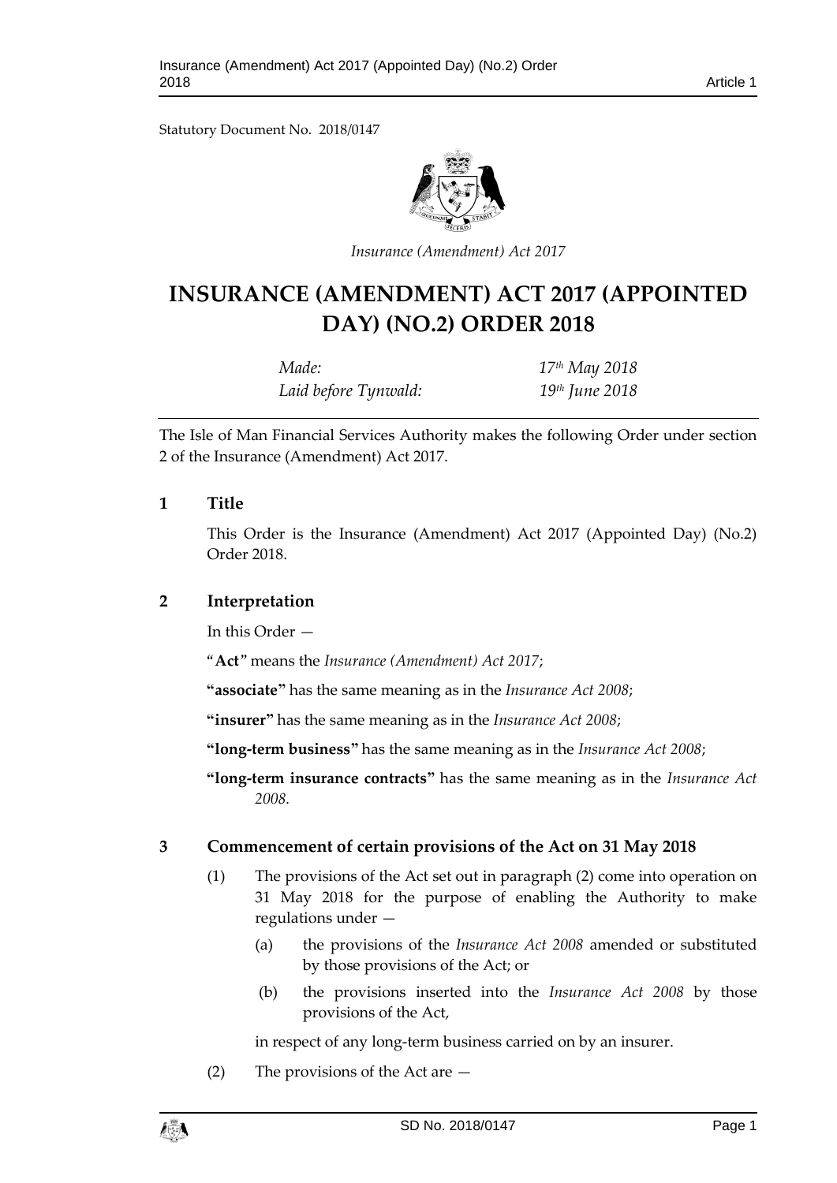Statutory Document No. 2018/0147

*Insurance (Amendment) Act 2017*

# INSURANCE (AMENDMENT) ACT 2017 (APPOINTED DAY) (NO.2) ORDER 2018

| | |
|---|---|
| *Made:* | *17th May 2018* |
| *Laid before Tynwald:* | *19th June 2018* |

The Isle of Man Financial Services Authority makes the following Order under section 2 of the Insurance (Amendment) Act 2017.

## 1 Title

This Order is the Insurance (Amendment) Act 2017 (Appointed Day) (No.2) Order 2018.

## 2 Interpretation

In this Order —

"**Act**" means the *Insurance (Amendment) Act 2017*;

**"associate"** has the same meaning as in the *Insurance Act 2008*;

**"insurer"** has the same meaning as in the *Insurance Act 2008*;

**"long-term business"** has the same meaning as in the *Insurance Act 2008*;

**"long-term insurance contracts"** has the same meaning as in the *Insurance Act 2008*.

## 3 Commencement of certain provisions of the Act on 31 May 2018

(1) The provisions of the Act set out in paragraph (2) come into operation on 31 May 2018 for the purpose of enabling the Authority to make regulations under —

(a) the provisions of the *Insurance Act 2008* amended or substituted by those provisions of the Act; or

(b) the provisions inserted into the *Insurance Act 2008* by those provisions of the Act,

in respect of any long-term business carried on by an insurer.

(2) The provisions of the Act are —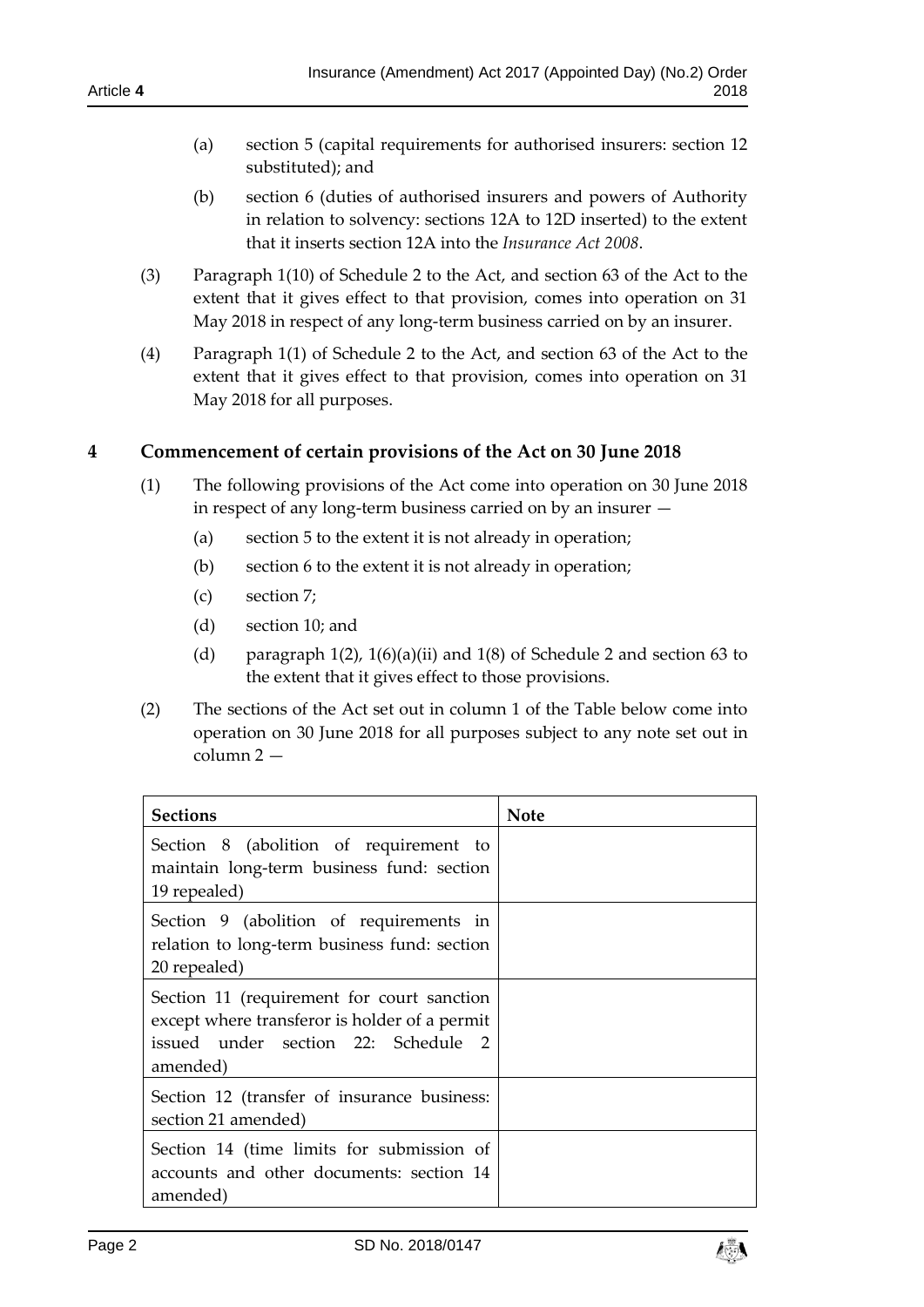(a) section 5 (capital requirements for authorised insurers: section 12 substituted); and

(b) section 6 (duties of authorised insurers and powers of Authority in relation to solvency: sections 12A to 12D inserted) to the extent that it inserts section 12A into the *Insurance Act 2008*.

(3) Paragraph 1(10) of Schedule 2 to the Act, and section 63 of the Act to the extent that it gives effect to that provision, comes into operation on 31 May 2018 in respect of any long-term business carried on by an insurer.

(4) Paragraph 1(1) of Schedule 2 to the Act, and section 63 of the Act to the extent that it gives effect to that provision, comes into operation on 31 May 2018 for all purposes.

## 4 Commencement of certain provisions of the Act on 30 June 2018

(1) The following provisions of the Act come into operation on 30 June 2018 in respect of any long-term business carried on by an insurer —

(a) section 5 to the extent it is not already in operation;

(b) section 6 to the extent it is not already in operation;

(c) section 7;

(d) section 10; and

(d) paragraph 1(2), 1(6)(a)(ii) and 1(8) of Schedule 2 and section 63 to the extent that it gives effect to those provisions.

(2) The sections of the Act set out in column 1 of the Table below come into operation on 30 June 2018 for all purposes subject to any note set out in column 2 —

| Sections | Note |
|---|---|
| Section 8 (abolition of requirement to maintain long-term business fund: section 19 repealed) | |
| Section 9 (abolition of requirements in relation to long-term business fund: section 20 repealed) | |
| Section 11 (requirement for court sanction except where transferor is holder of a permit issued under section 22: Schedule 2 amended) | |
| Section 12 (transfer of insurance business: section 21 amended) | |
| Section 14 (time limits for submission of accounts and other documents: section 14 amended) | |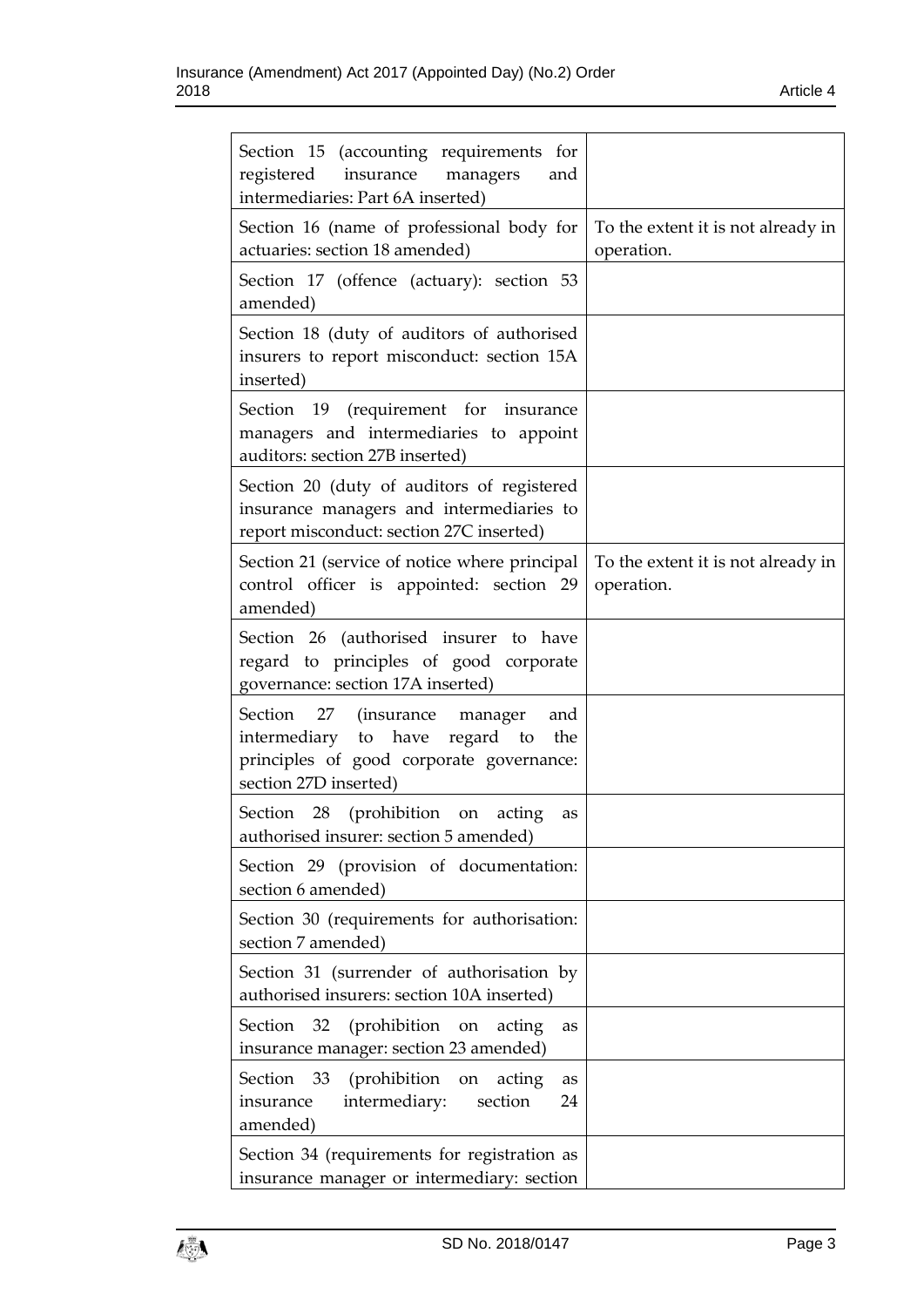| | |
|---|---|
| Section 15 (accounting requirements for registered insurance managers and intermediaries: Part 6A inserted) | |
| Section 16 (name of professional body for actuaries: section 18 amended) | To the extent it is not already in operation. |
| Section 17 (offence (actuary): section 53 amended) | |
| Section 18 (duty of auditors of authorised insurers to report misconduct: section 15A inserted) | |
| Section 19 (requirement for insurance managers and intermediaries to appoint auditors: section 27B inserted) | |
| Section 20 (duty of auditors of registered insurance managers and intermediaries to report misconduct: section 27C inserted) | |
| Section 21 (service of notice where principal control officer is appointed: section 29 amended) | To the extent it is not already in operation. |
| Section 26 (authorised insurer to have regard to principles of good corporate governance: section 17A inserted) | |
| Section 27 (insurance manager and intermediary to have regard to the principles of good corporate governance: section 27D inserted) | |
| Section 28 (prohibition on acting as authorised insurer: section 5 amended) | |
| Section 29 (provision of documentation: section 6 amended) | |
| Section 30 (requirements for authorisation: section 7 amended) | |
| Section 31 (surrender of authorisation by authorised insurers: section 10A inserted) | |
| Section 32 (prohibition on acting as insurance manager: section 23 amended) | |
| Section 33 (prohibition on acting as insurance intermediary: section 24 amended) | |
| Section 34 (requirements for registration as insurance manager or intermediary: section | |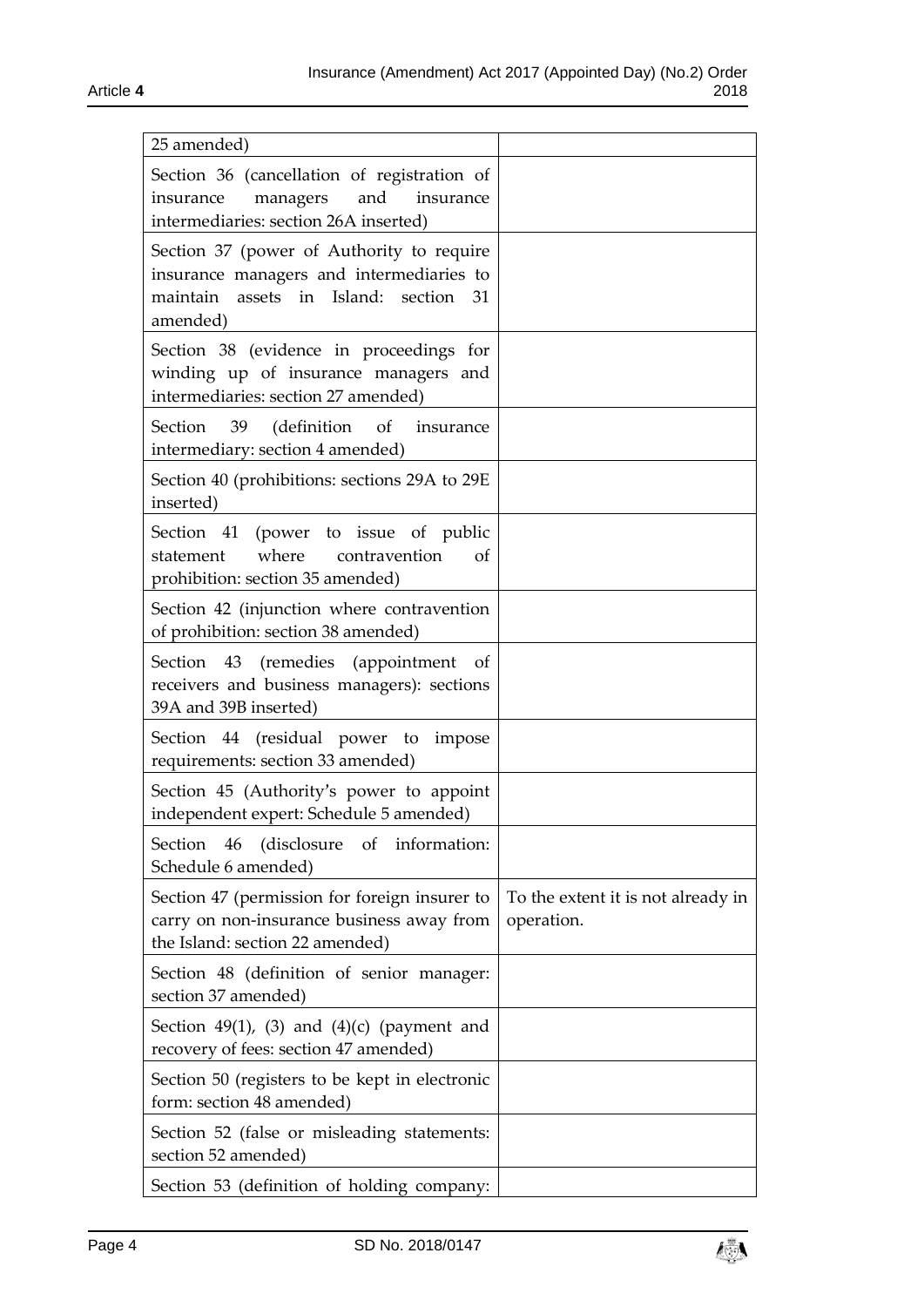| | |
|---|---|
| 25 amended) | |
| Section 36 (cancellation of registration of insurance managers and insurance intermediaries: section 26A inserted) | |
| Section 37 (power of Authority to require insurance managers and intermediaries to maintain assets in Island: section 31 amended) | |
| Section 38 (evidence in proceedings for winding up of insurance managers and intermediaries: section 27 amended) | |
| Section 39 (definition of insurance intermediary: section 4 amended) | |
| Section 40 (prohibitions: sections 29A to 29E inserted) | |
| Section 41 (power to issue of public statement where contravention of prohibition: section 35 amended) | |
| Section 42 (injunction where contravention of prohibition: section 38 amended) | |
| Section 43 (remedies (appointment of receivers and business managers): sections 39A and 39B inserted) | |
| Section 44 (residual power to impose requirements: section 33 amended) | |
| Section 45 (Authority's power to appoint independent expert: Schedule 5 amended) | |
| Section 46 (disclosure of information: Schedule 6 amended) | |
| Section 47 (permission for foreign insurer to carry on non-insurance business away from the Island: section 22 amended) | To the extent it is not already in operation. |
| Section 48 (definition of senior manager: section 37 amended) | |
| Section 49(1), (3) and (4)(c) (payment and recovery of fees: section 47 amended) | |
| Section 50 (registers to be kept in electronic form: section 48 amended) | |
| Section 52 (false or misleading statements: section 52 amended) | |
| Section 53 (definition of holding company: | |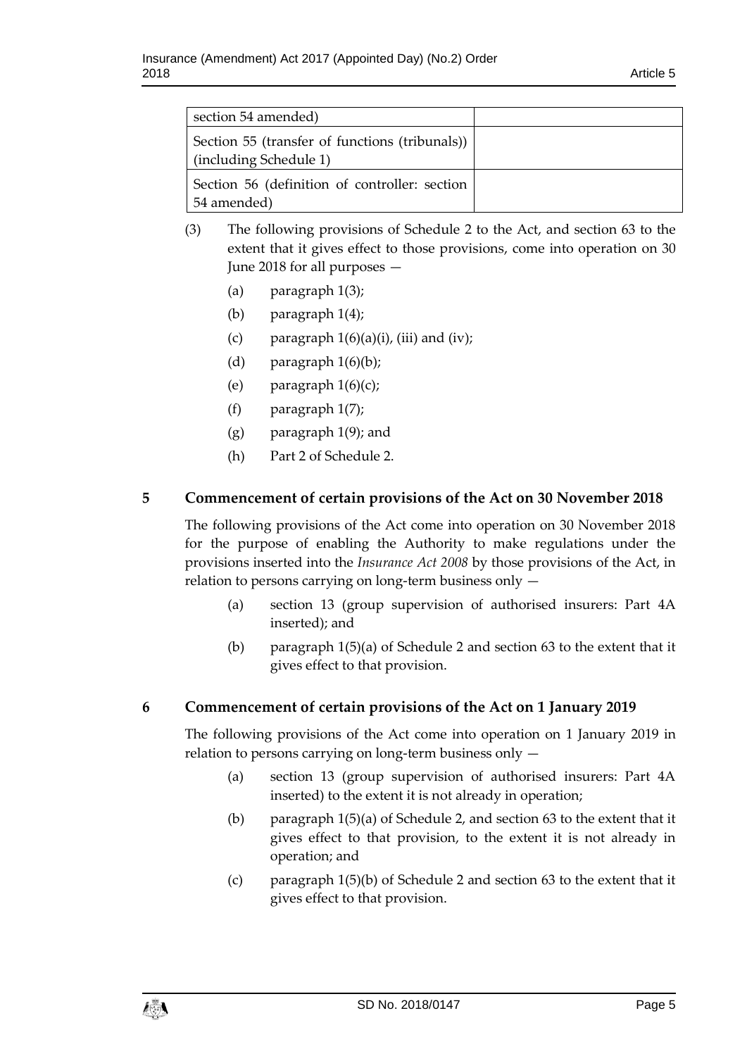| section 54 amended) | |
|---|---|
| Section 55 (transfer of functions (tribunals)) (including Schedule 1) | |
| Section 56 (definition of controller: section 54 amended) | |

(3) The following provisions of Schedule 2 to the Act, and section 63 to the extent that it gives effect to those provisions, come into operation on 30 June 2018 for all purposes —

(a) paragraph 1(3);

(b) paragraph 1(4);

(c) paragraph 1(6)(a)(i), (iii) and (iv);

(d) paragraph 1(6)(b);

(e) paragraph 1(6)(c);

(f) paragraph 1(7);

(g) paragraph 1(9); and

(h) Part 2 of Schedule 2.

## 5 Commencement of certain provisions of the Act on 30 November 2018

The following provisions of the Act come into operation on 30 November 2018 for the purpose of enabling the Authority to make regulations under the provisions inserted into the *Insurance Act 2008* by those provisions of the Act, in relation to persons carrying on long-term business only —

(a) section 13 (group supervision of authorised insurers: Part 4A inserted); and

(b) paragraph 1(5)(a) of Schedule 2 and section 63 to the extent that it gives effect to that provision.

## 6 Commencement of certain provisions of the Act on 1 January 2019

The following provisions of the Act come into operation on 1 January 2019 in relation to persons carrying on long-term business only —

(a) section 13 (group supervision of authorised insurers: Part 4A inserted) to the extent it is not already in operation;

(b) paragraph 1(5)(a) of Schedule 2, and section 63 to the extent that it gives effect to that provision, to the extent it is not already in operation; and

(c) paragraph 1(5)(b) of Schedule 2 and section 63 to the extent that it gives effect to that provision.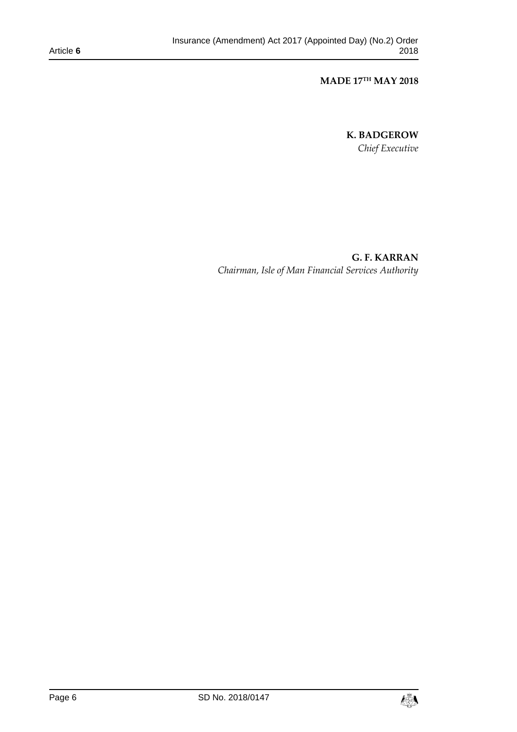**MADE 17TH MAY 2018**

**K. BADGEROW**
*Chief Executive*

**G. F. KARRAN**
*Chairman, Isle of Man Financial Services Authority*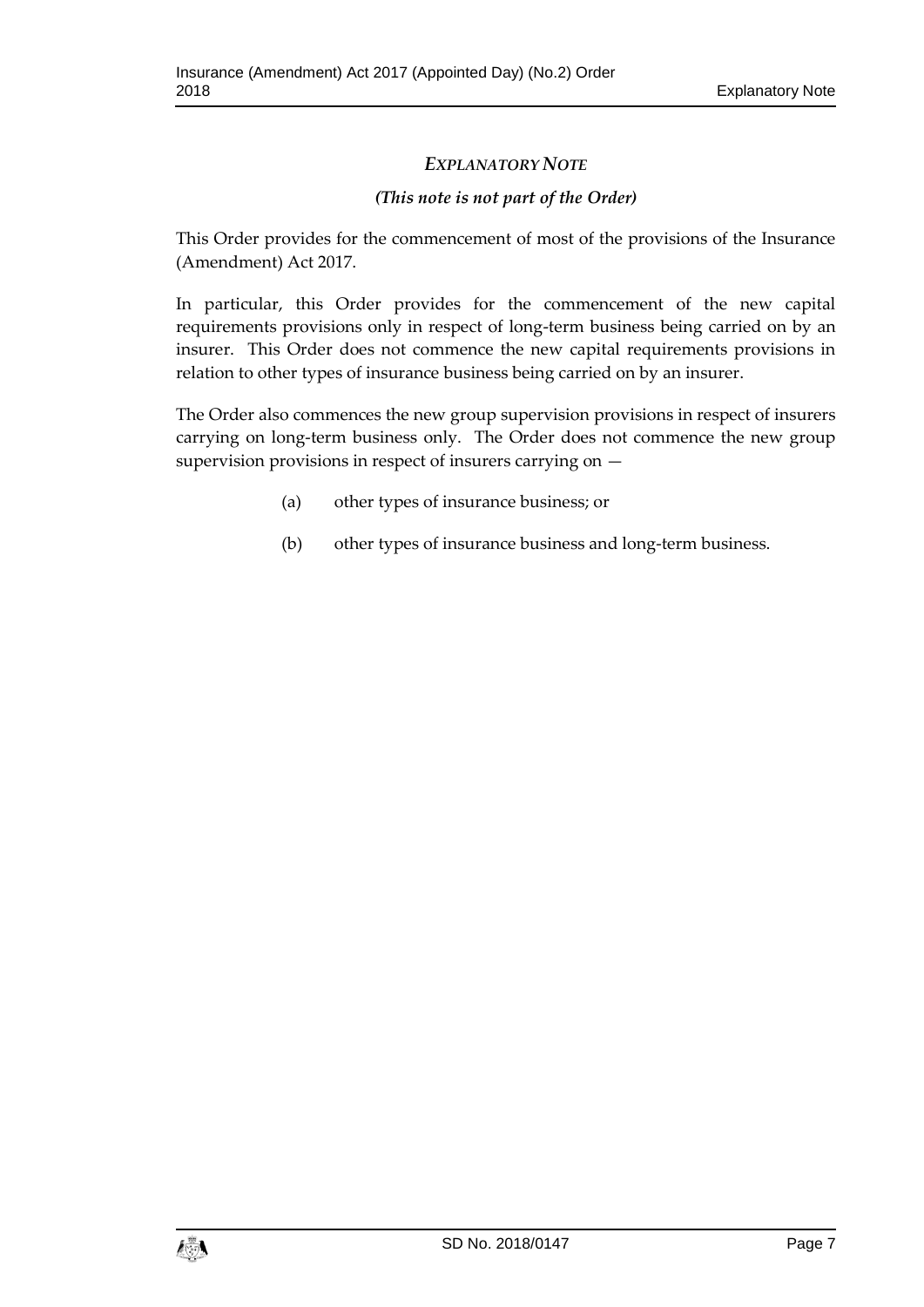## *EXPLANATORY NOTE*

***(This note is not part of the Order)***

This Order provides for the commencement of most of the provisions of the Insurance (Amendment) Act 2017.

In particular, this Order provides for the commencement of the new capital requirements provisions only in respect of long-term business being carried on by an insurer. This Order does not commence the new capital requirements provisions in relation to other types of insurance business being carried on by an insurer.

The Order also commences the new group supervision provisions in respect of insurers carrying on long-term business only. The Order does not commence the new group supervision provisions in respect of insurers carrying on —

(a) other types of insurance business; or

(b) other types of insurance business and long-term business.